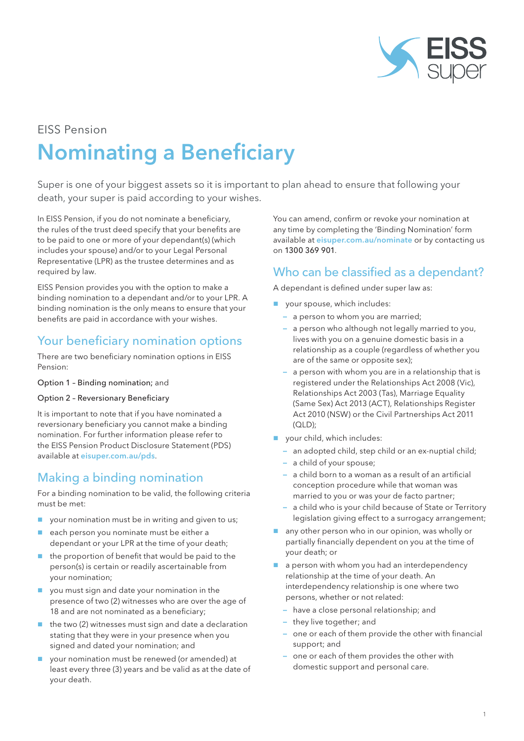EISS Pension

# Nominating a Beneficiary

Super is one of your biggest assets so it is important to plan ahead to ensure that following your death, your super is paid according to your wishes.

In EISS Pension, if you do not nominate a beneficiary, the rules of the trust deed specify that your benefits are to be paid to one or more of your dependant(s) (which includes your spouse) and/or to your Legal Personal Representative (LPR) as the trustee determines and as required by law.

EISS Pension provides you with the option to make a binding nomination to a dependant and/or to your LPR. A binding nomination is the only means to ensure that your benefits are paid in accordance with your wishes.

## Your beneficiary nomination options

There are two beneficiary nomination options in EISS Pension:

Option 1 – Binding nomination; and

Option 2 – Reversionary Beneficiary

It is important to note that if you have nominated a reversionary beneficiary you cannot make a binding nomination. For further information please refer to the EISS Pension Product Disclosure Statement (PDS) available at **eisuper.com.au/pds**.

## Making a binding nomination

For a binding nomination to be valid, the following criteria must be met:

- your nomination must be in writing and given to us;
- each person you nominate must be either a dependant or your LPR at the time of your death;
- the proportion of benefit that would be paid to the person(s) is certain or readily ascertainable from your nomination;
- you must sign and date your nomination in the presence of two (2) witnesses who are over the age of 18 and are not nominated as a beneficiary;
- the two (2) witnesses must sign and date a declaration stating that they were in your presence when you signed and dated your nomination; and
- your nomination must be renewed (or amended) at least every three (3) years and be valid as at the date of your death.

You can amend, confirm or revoke your nomination at any time by completing the 'Binding Nomination' form available at **eisuper.com.au/nominate** or by contacting us on 1300 369 901.

## Who can be classified as a dependant?

A dependant is defined under super law as:

- your spouse, which includes:
  - a person to whom you are married;
  - a person who although not legally married to you, lives with you on a genuine domestic basis in a relationship as a couple (regardless of whether you are of the same or opposite sex);
  - a person with whom you are in a relationship that is registered under the Relationships Act 2008 (Vic), Relationships Act 2003 (Tas), Marriage Equality (Same Sex) Act 2013 (ACT), Relationships Register Act 2010 (NSW) or the Civil Partnerships Act 2011 (QLD);
- your child, which includes:
  - an adopted child, step child or an ex-nuptial child;
  - a child of your spouse;
  - a child born to a woman as a result of an artificial conception procedure while that woman was married to you or was your de facto partner;
  - a child who is your child because of State or Territory legislation giving effect to a surrogacy arrangement;
- any other person who in our opinion, was wholly or partially financially dependent on you at the time of your death; or
- a person with whom you had an interdependency relationship at the time of your death. An interdependency relationship is one where two persons, whether or not related:
  - have a close personal relationship; and
  - they live together; and
  - one or each of them provide the other with financial support; and
  - one or each of them provides the other with domestic support and personal care.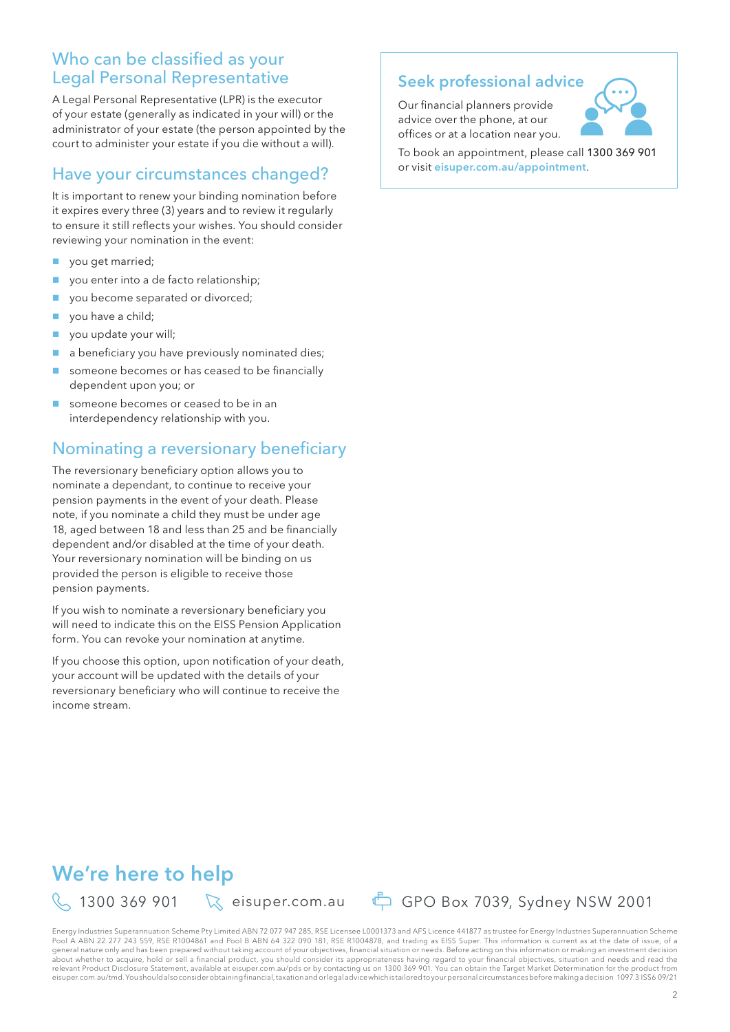## Who can be classified as your Legal Personal Representative

A Legal Personal Representative (LPR) is the executor of your estate (generally as indicated in your will) or the administrator of your estate (the person appointed by the court to administer your estate if you die without a will).

## Have your circumstances changed?

It is important to renew your binding nomination before it expires every three (3) years and to review it regularly to ensure it still reflects your wishes. You should consider reviewing your nomination in the event:

- you get married;
- you enter into a de facto relationship;
- you become separated or divorced;
- you have a child;
- you update your will;
- a beneficiary you have previously nominated dies;
- someone becomes or has ceased to be financially dependent upon you; or
- someone becomes or ceased to be in an interdependency relationship with you.

## Nominating a reversionary beneficiary

The reversionary beneficiary option allows you to nominate a dependant, to continue to receive your pension payments in the event of your death. Please note, if you nominate a child they must be under age 18, aged between 18 and less than 25 and be financially dependent and/or disabled at the time of your death. Your reversionary nomination will be binding on us provided the person is eligible to receive those pension payments.

If you wish to nominate a reversionary beneficiary you will need to indicate this on the EISS Pension Application form. You can revoke your nomination at anytime.

If you choose this option, upon notification of your death, your account will be updated with the details of your reversionary beneficiary who will continue to receive the income stream.

## Seek professional advice

Our financial planners provide advice over the phone, at our offices or at a location near you.

To book an appointment, please call 1300 369 901 or visit eisuper.com.au/appointment.

## We're here to help

1300 369 901 eisuper.com.au GPO Box 7039, Sydney NSW 2001

Energy Industries Superannuation Scheme Pty Limited ABN 72 077 947 285, RSE Licensee L0001373 and AFS Licence 441877 as trustee for Energy Industries Superannuation Scheme Pool A ABN 22 277 243 559, RSE R1004861 and Pool B ABN 64 322 090 181, RSE R1004878, and trading as EISS Super. This information is current as at the date of issue, of a general nature only and has been prepared without taking account of your objectives, financial situation or needs. Before acting on this information or making an investment decision about whether to acquire, hold or sell a financial product, you should consider its appropriateness having regard to your financial objectives, situation and needs and read the relevant Product Disclosure Statement, available at eisuper.com.au/pds or by contacting us on 1300 369 901. You can obtain the Target Market Determination for the product from eisuper.com.au/tmd. You should also consider obtaining financial, taxation and or legal advice which is tailored to your personal circumstances before making a decision 1097.3 ISS6 09/21